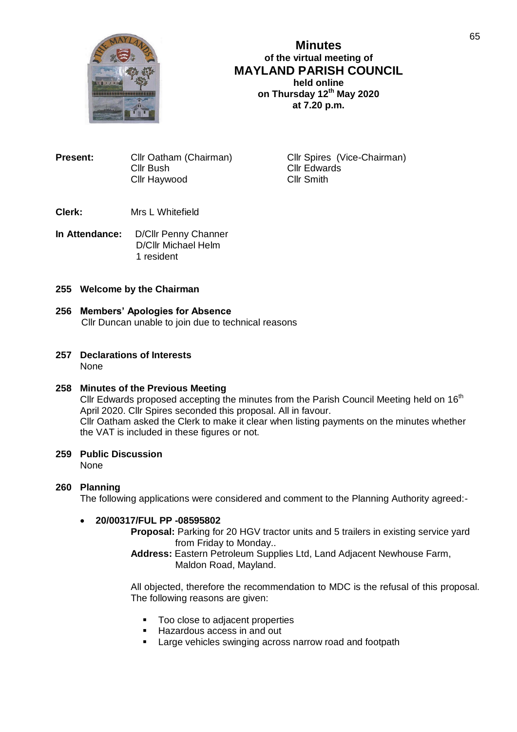# Minutes
### of the virtual meeting of
## MAYLAND PARISH COUNCIL
### held online
### on Thursday 12th May 2020
### at 7.20 p.m.

**Present:** Cllr Oatham (Chairman), Cllr Spires (Vice-Chairman), Cllr Bush, Cllr Edwards, Cllr Haywood, Cllr Smith

**Clerk:** Mrs L Whitefield

**In Attendance:** D/Cllr Penny Channer, D/Cllr Michael Helm, 1 resident

**255 Welcome by the Chairman**

**256 Members' Apologies for Absence**

Cllr Duncan unable to join due to technical reasons

**257 Declarations of Interests**

None

**258 Minutes of the Previous Meeting**

Cllr Edwards proposed accepting the minutes from the Parish Council Meeting held on 16th April 2020. Cllr Spires seconded this proposal. All in favour.

Cllr Oatham asked the Clerk to make it clear when listing payments on the minutes whether the VAT is included in these figures or not.

**259 Public Discussion**

None

**260 Planning**

The following applications were considered and comment to the Planning Authority agreed:-

- **20/00317/FUL PP -08595802**

  **Proposal:** Parking for 20 HGV tractor units and 5 trailers in existing service yard from Friday to Monday..

  **Address:** Eastern Petroleum Supplies Ltd, Land Adjacent Newhouse Farm, Maldon Road, Mayland.

  All objected, therefore the recommendation to MDC is the refusal of this proposal. The following reasons are given:

  - Too close to adjacent properties
  - Hazardous access in and out
  - Large vehicles swinging across narrow road and footpath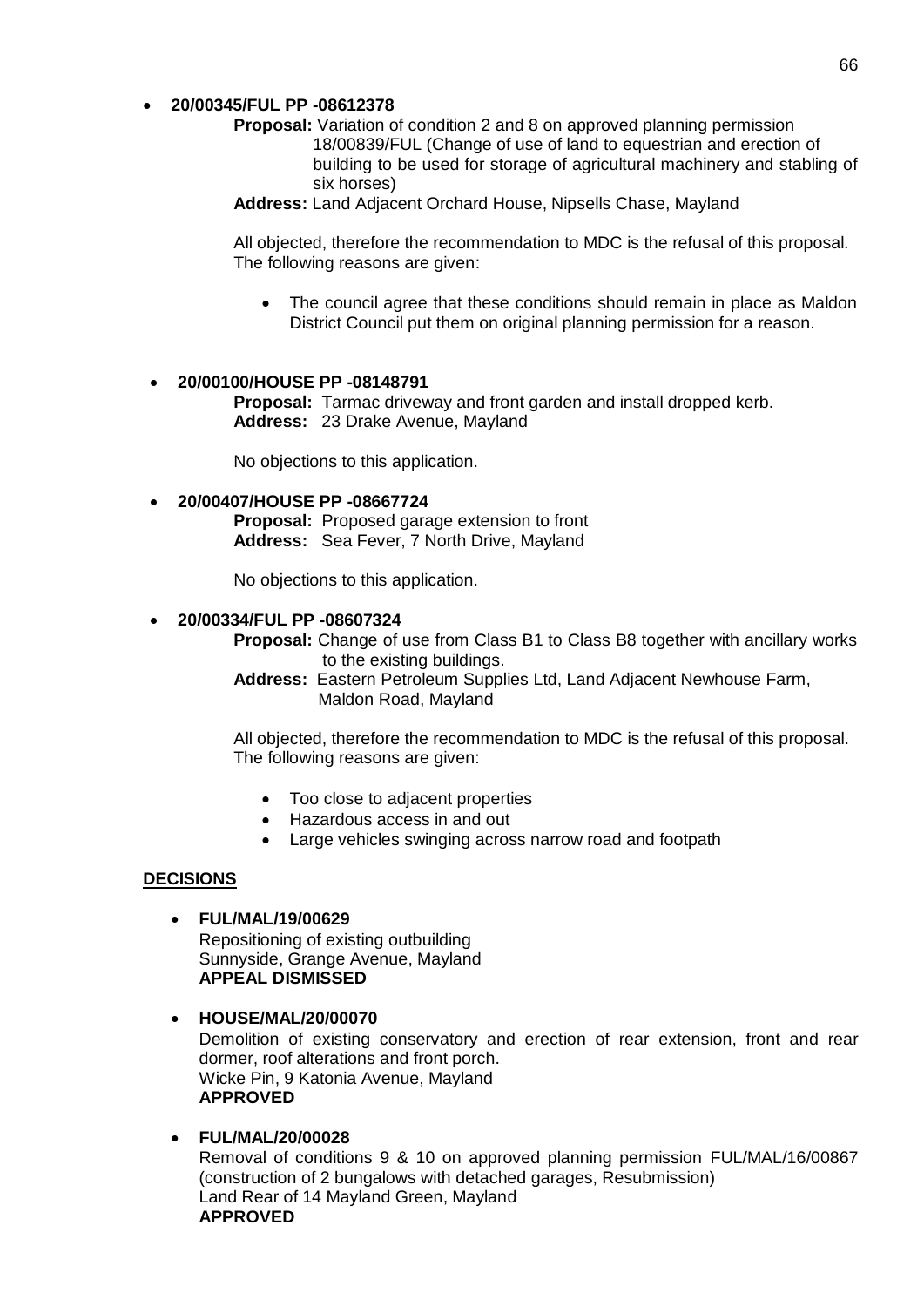- **20/00345/FUL PP -08612378**

  **Proposal:** Variation of condition 2 and 8 on approved planning permission 18/00839/FUL (Change of use of land to equestrian and erection of building to be used for storage of agricultural machinery and stabling of six horses)

  **Address:** Land Adjacent Orchard House, Nipsells Chase, Mayland

  All objected, therefore the recommendation to MDC is the refusal of this proposal. The following reasons are given:

  - The council agree that these conditions should remain in place as Maldon District Council put them on original planning permission for a reason.

- **20/00100/HOUSE PP -08148791**

  **Proposal:** Tarmac driveway and front garden and install dropped kerb.
  **Address:** 23 Drake Avenue, Mayland

  No objections to this application.

- **20/00407/HOUSE PP -08667724**

  **Proposal:** Proposed garage extension to front
  **Address:** Sea Fever, 7 North Drive, Mayland

  No objections to this application.

- **20/00334/FUL PP -08607324**

  **Proposal:** Change of use from Class B1 to Class B8 together with ancillary works to the existing buildings.

  **Address:** Eastern Petroleum Supplies Ltd, Land Adjacent Newhouse Farm, Maldon Road, Mayland

  All objected, therefore the recommendation to MDC is the refusal of this proposal. The following reasons are given:

  - Too close to adjacent properties
  - Hazardous access in and out
  - Large vehicles swinging across narrow road and footpath

**DECISIONS**

- **FUL/MAL/19/00629**
  Repositioning of existing outbuilding
  Sunnyside, Grange Avenue, Mayland
  **APPEAL DISMISSED**

- **HOUSE/MAL/20/00070**
  Demolition of existing conservatory and erection of rear extension, front and rear dormer, roof alterations and front porch.
  Wicke Pin, 9 Katonia Avenue, Mayland
  **APPROVED**

- **FUL/MAL/20/00028**
  Removal of conditions 9 & 10 on approved planning permission FUL/MAL/16/00867 (construction of 2 bungalows with detached garages, Resubmission)
  Land Rear of 14 Mayland Green, Mayland
  **APPROVED**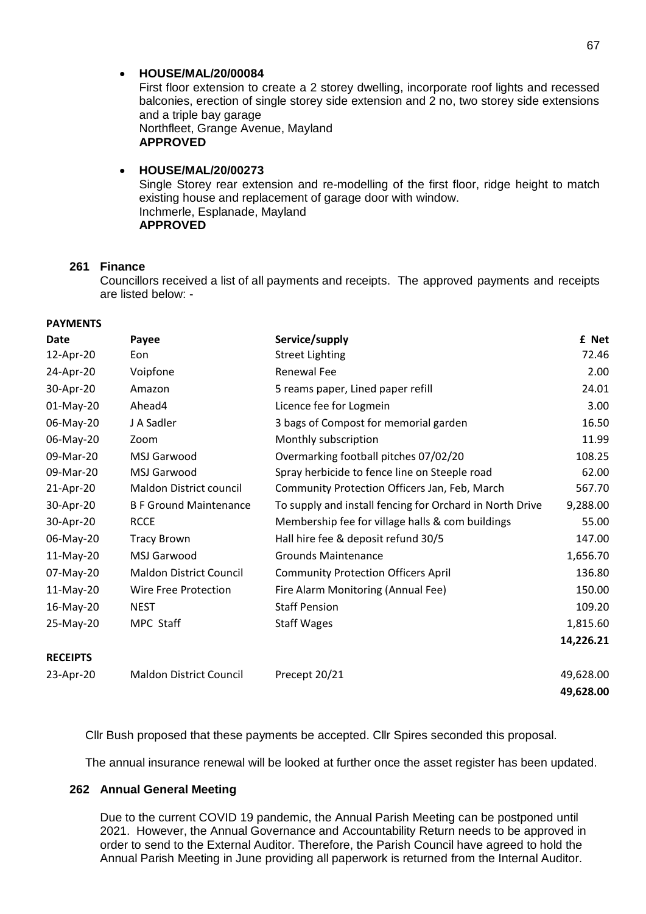- **HOUSE/MAL/20/00084**
  First floor extension to create a 2 storey dwelling, incorporate roof lights and recessed balconies, erection of single storey side extension and 2 no, two storey side extensions and a triple bay garage
  Northfleet, Grange Avenue, Mayland
  **APPROVED**

- **HOUSE/MAL/20/00273**
  Single Storey rear extension and re-modelling of the first floor, ridge height to match existing house and replacement of garage door with window.
  Inchmerle, Esplanade, Mayland
  **APPROVED**

### 261 Finance

Councillors received a list of all payments and receipts. The approved payments and receipts are listed below: -

**PAYMENTS**

| Date | Payee | Service/supply | £ Net |
|---|---|---|---|
| 12-Apr-20 | Eon | Street Lighting | 72.46 |
| 24-Apr-20 | Voipfone | Renewal Fee | 2.00 |
| 30-Apr-20 | Amazon | 5 reams paper, Lined paper refill | 24.01 |
| 01-May-20 | Ahead4 | Licence fee for Logmein | 3.00 |
| 06-May-20 | J A Sadler | 3 bags of Compost for memorial garden | 16.50 |
| 06-May-20 | Zoom | Monthly subscription | 11.99 |
| 09-Mar-20 | MSJ Garwood | Overmarking football pitches 07/02/20 | 108.25 |
| 09-Mar-20 | MSJ Garwood | Spray herbicide to fence line on Steeple road | 62.00 |
| 21-Apr-20 | Maldon District council | Community Protection Officers Jan, Feb, March | 567.70 |
| 30-Apr-20 | B F Ground Maintenance | To supply and install fencing for Orchard in North Drive | 9,288.00 |
| 30-Apr-20 | RCCE | Membership fee for village halls & com buildings | 55.00 |
| 06-May-20 | Tracy Brown | Hall hire fee & deposit refund 30/5 | 147.00 |
| 11-May-20 | MSJ Garwood | Grounds Maintenance | 1,656.70 |
| 07-May-20 | Maldon District Council | Community Protection Officers April | 136.80 |
| 11-May-20 | Wire Free Protection | Fire Alarm Monitoring (Annual Fee) | 150.00 |
| 16-May-20 | NEST | Staff Pension | 109.20 |
| 25-May-20 | MPC Staff | Staff Wages | 1,815.60 |
| | | | **14,226.21** |

**RECEIPTS**

| Date | Payee | Service/supply | £ Net |
|---|---|---|---|
| 23-Apr-20 | Maldon District Council | Precept 20/21 | 49,628.00 |
| | | | **49,628.00** |

Cllr Bush proposed that these payments be accepted. Cllr Spires seconded this proposal.

The annual insurance renewal will be looked at further once the asset register has been updated.

### 262 Annual General Meeting

Due to the current COVID 19 pandemic, the Annual Parish Meeting can be postponed until 2021. However, the Annual Governance and Accountability Return needs to be approved in order to send to the External Auditor. Therefore, the Parish Council have agreed to hold the Annual Parish Meeting in June providing all paperwork is returned from the Internal Auditor.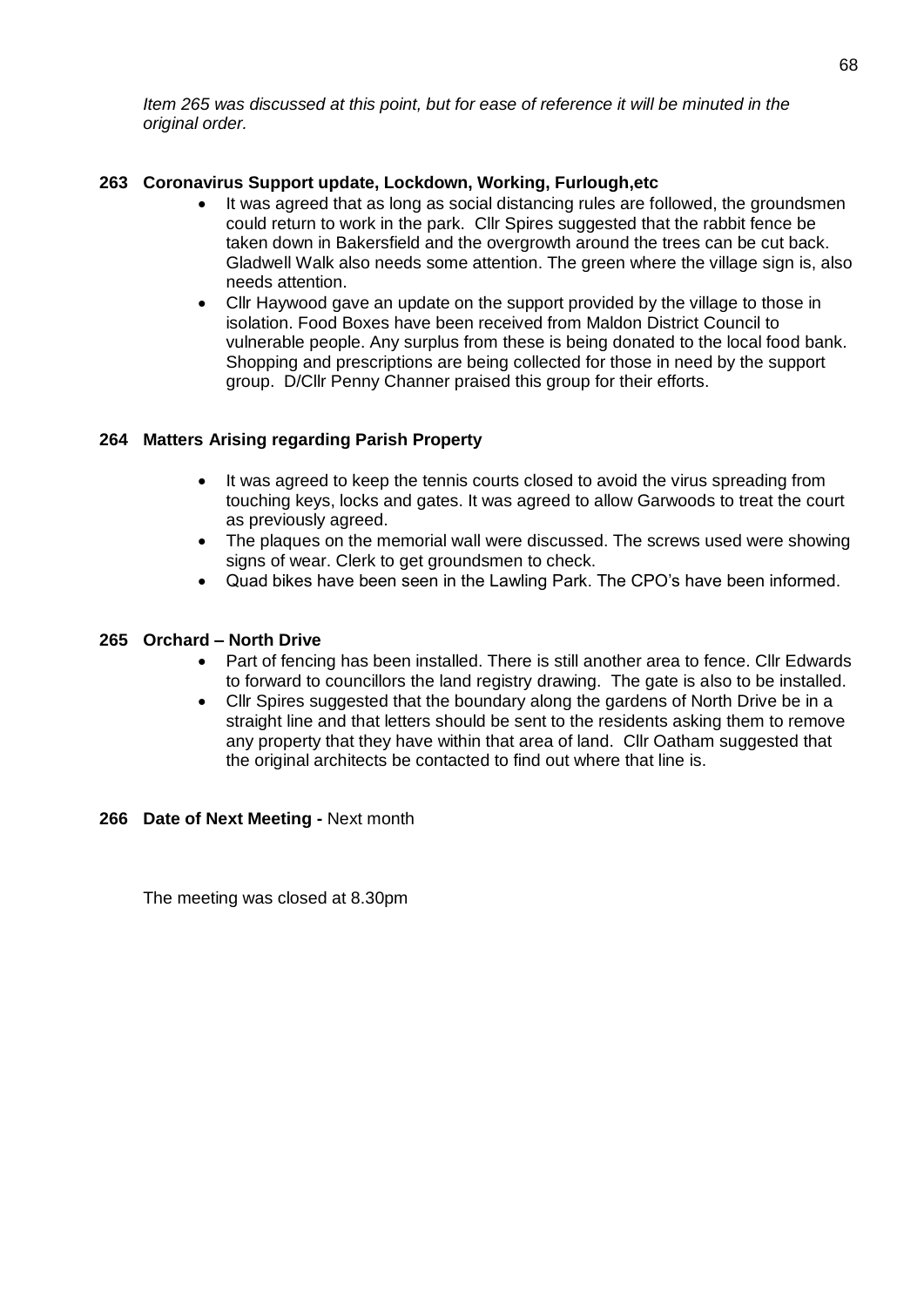*Item 265 was discussed at this point, but for ease of reference it will be minuted in the original order.*

**263 Coronavirus Support update, Lockdown, Working, Furlough,etc**

- It was agreed that as long as social distancing rules are followed, the groundsmen could return to work in the park. Cllr Spires suggested that the rabbit fence be taken down in Bakersfield and the overgrowth around the trees can be cut back. Gladwell Walk also needs some attention. The green where the village sign is, also needs attention.
- Cllr Haywood gave an update on the support provided by the village to those in isolation. Food Boxes have been received from Maldon District Council to vulnerable people. Any surplus from these is being donated to the local food bank. Shopping and prescriptions are being collected for those in need by the support group. D/Cllr Penny Channer praised this group for their efforts.

**264 Matters Arising regarding Parish Property**

- It was agreed to keep the tennis courts closed to avoid the virus spreading from touching keys, locks and gates. It was agreed to allow Garwoods to treat the court as previously agreed.
- The plaques on the memorial wall were discussed. The screws used were showing signs of wear. Clerk to get groundsmen to check.
- Quad bikes have been seen in the Lawling Park. The CPO's have been informed.

**265 Orchard – North Drive**

- Part of fencing has been installed. There is still another area to fence. Cllr Edwards to forward to councillors the land registry drawing. The gate is also to be installed.
- Cllr Spires suggested that the boundary along the gardens of North Drive be in a straight line and that letters should be sent to the residents asking them to remove any property that they have within that area of land. Cllr Oatham suggested that the original architects be contacted to find out where that line is.

**266 Date of Next Meeting -** Next month

The meeting was closed at 8.30pm